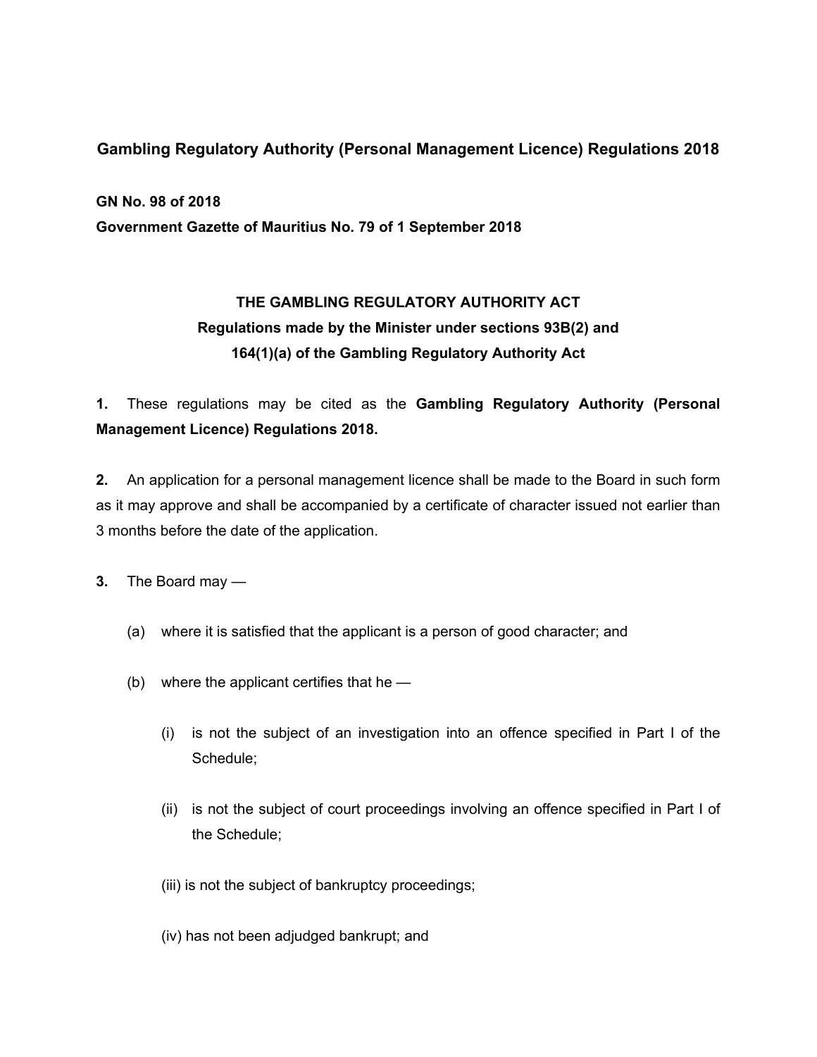# Gambling Regulatory Authority (Personal Management Licence) Regulations 2018

**GN No. 98 of 2018**
**Government Gazette of Mauritius No. 79 of 1 September 2018**

## THE GAMBLING REGULATORY AUTHORITY ACT
### Regulations made by the Minister under sections 93B(2) and 164(1)(a) of the Gambling Regulatory Authority Act

**1.** These regulations may be cited as the **Gambling Regulatory Authority (Personal Management Licence) Regulations 2018.**

**2.** An application for a personal management licence shall be made to the Board in such form as it may approve and shall be accompanied by a certificate of character issued not earlier than 3 months before the date of the application.

**3.** The Board may —

(a) where it is satisfied that the applicant is a person of good character; and

(b) where the applicant certifies that he —

(i) is not the subject of an investigation into an offence specified in Part I of the Schedule;

(ii) is not the subject of court proceedings involving an offence specified in Part I of the Schedule;

(iii) is not the subject of bankruptcy proceedings;

(iv) has not been adjudged bankrupt; and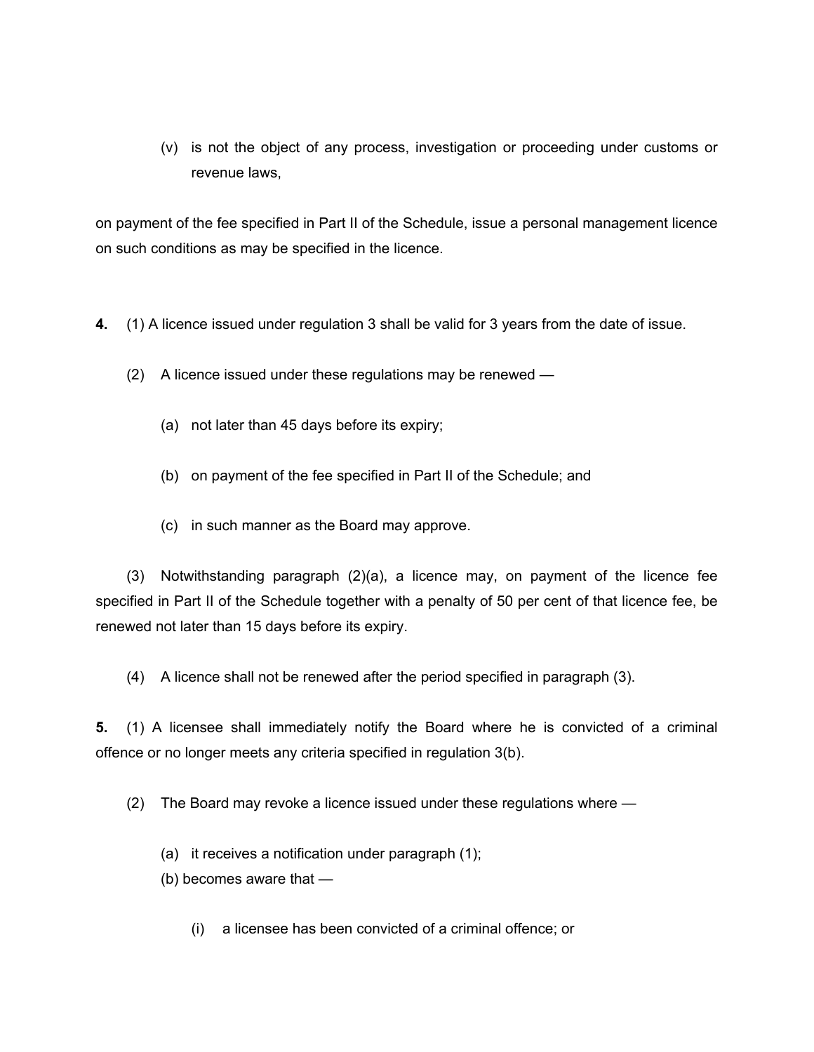(v) is not the object of any process, investigation or proceeding under customs or revenue laws,

on payment of the fee specified in Part II of the Schedule, issue a personal management licence on such conditions as may be specified in the licence.

**4.** (1) A licence issued under regulation 3 shall be valid for 3 years from the date of issue.

(2) A licence issued under these regulations may be renewed —

(a) not later than 45 days before its expiry;

(b) on payment of the fee specified in Part II of the Schedule; and

(c) in such manner as the Board may approve.

(3) Notwithstanding paragraph (2)(a), a licence may, on payment of the licence fee specified in Part II of the Schedule together with a penalty of 50 per cent of that licence fee, be renewed not later than 15 days before its expiry.

(4) A licence shall not be renewed after the period specified in paragraph (3).

**5.** (1) A licensee shall immediately notify the Board where he is convicted of a criminal offence or no longer meets any criteria specified in regulation 3(b).

(2) The Board may revoke a licence issued under these regulations where —

(a) it receives a notification under paragraph (1);

(b) becomes aware that —

(i) a licensee has been convicted of a criminal offence; or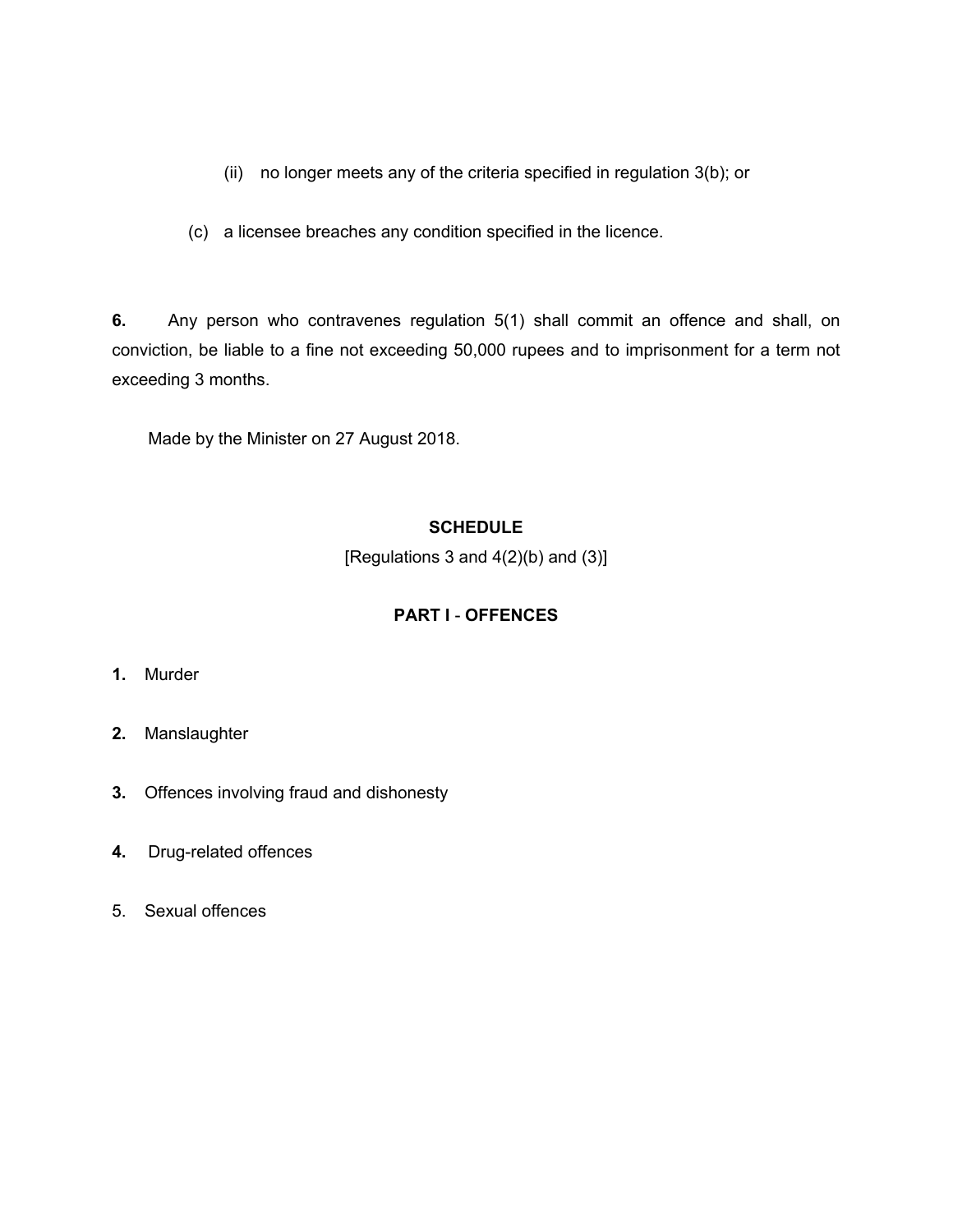(ii) no longer meets any of the criteria specified in regulation 3(b); or

(c) a licensee breaches any condition specified in the licence.

**6.** Any person who contravenes regulation 5(1) shall commit an offence and shall, on conviction, be liable to a fine not exceeding 50,000 rupees and to imprisonment for a term not exceeding 3 months.

Made by the Minister on 27 August 2018.

## SCHEDULE

[Regulations 3 and 4(2)(b) and (3)]

### PART I - OFFENCES

**1.** Murder

**2.** Manslaughter

**3.** Offences involving fraud and dishonesty

**4.** Drug-related offences

5. Sexual offences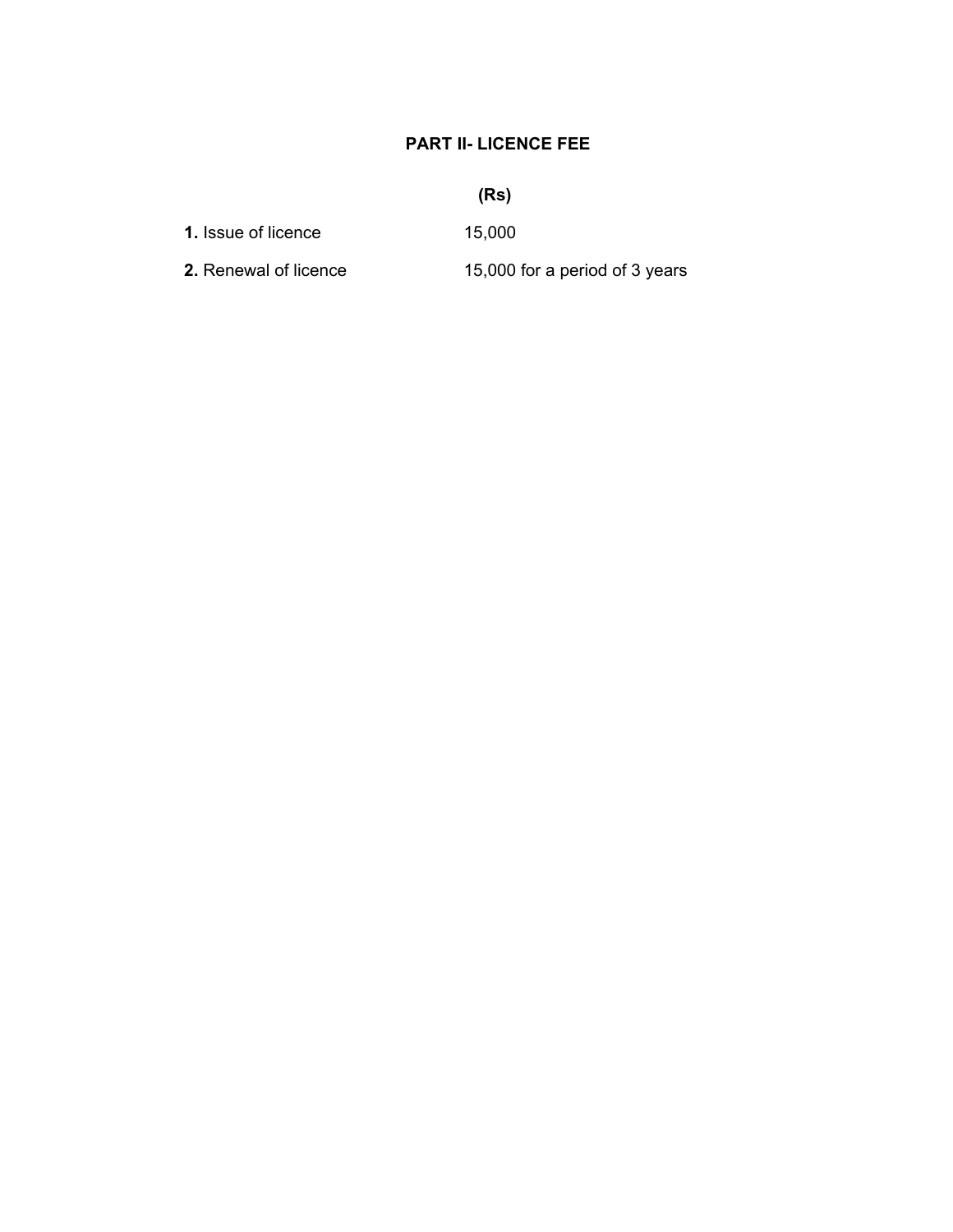## PART II- LICENCE FEE

| | (Rs) |
|---|---|
| **1.** Issue of licence | 15,000 |
| **2.** Renewal of licence | 15,000 for a period of 3 years |